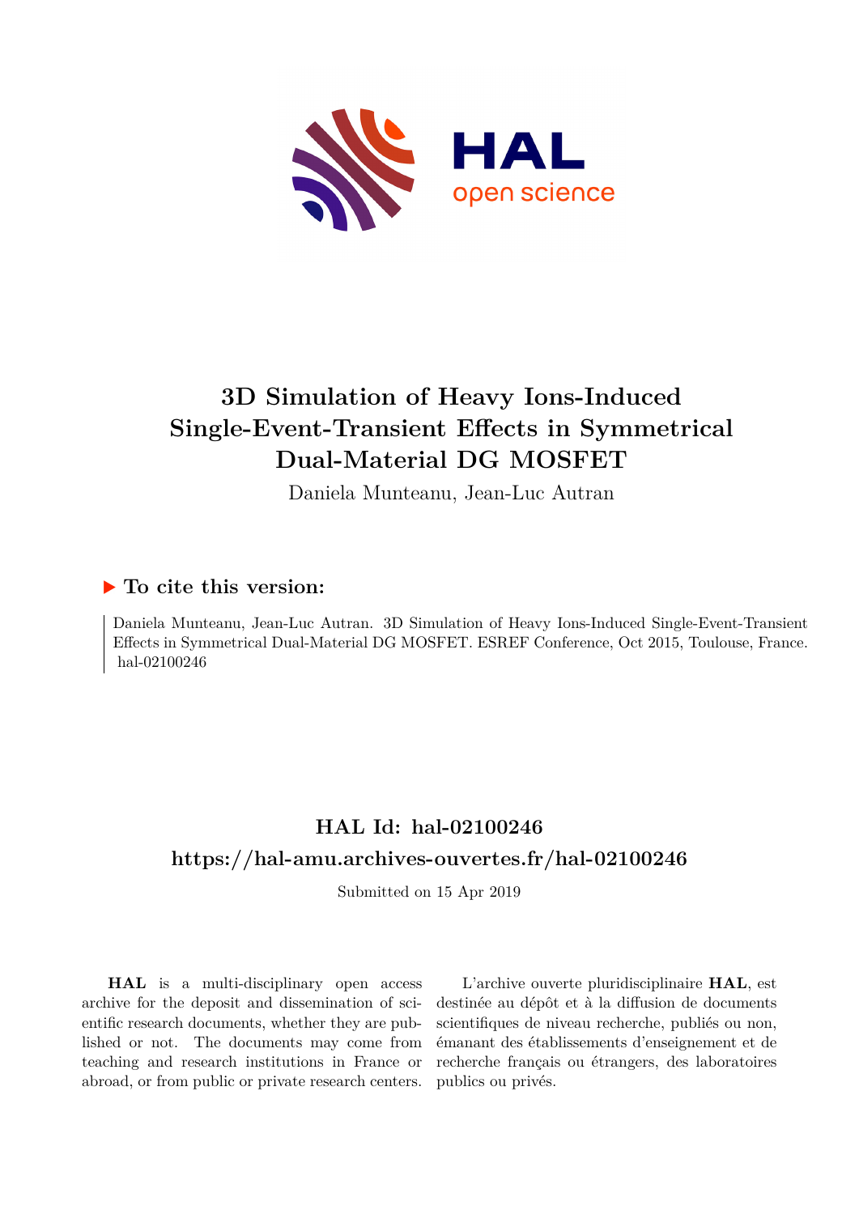# 3D Simulation of Heavy Ions-Induced Single-Event-Transient Effects in Symmetrical Dual-Material DG MOSFET

Daniela Munteanu, Jean-Luc Autran

## ▶ To cite this version:

Daniela Munteanu, Jean-Luc Autran. 3D Simulation of Heavy Ions-Induced Single-Event-Transient Effects in Symmetrical Dual-Material DG MOSFET. ESREF Conference, Oct 2015, Toulouse, France. hal-02100246

## HAL Id: hal-02100246

## https://hal-amu.archives-ouvertes.fr/hal-02100246

Submitted on 15 Apr 2019

**HAL** is a multi-disciplinary open access archive for the deposit and dissemination of scientific research documents, whether they are published or not. The documents may come from teaching and research institutions in France or abroad, or from public or private research centers.

L'archive ouverte pluridisciplinaire **HAL**, est destinée au dépôt et à la diffusion de documents scientifiques de niveau recherche, publiés ou non, émanant des établissements d'enseignement et de recherche français ou étrangers, des laboratoires publics ou privés.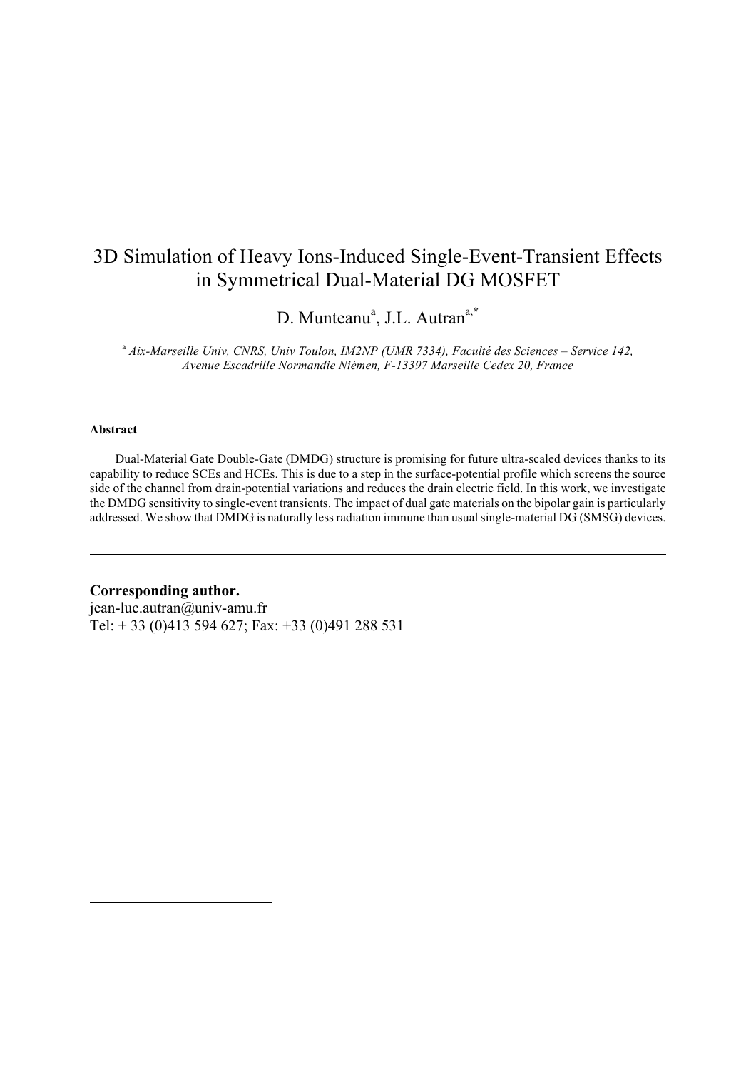# 3D Simulation of Heavy Ions-Induced Single-Event-Transient Effects in Symmetrical Dual-Material DG MOSFET

D. Munteanu[a], J.L. Autran[a,*]

[a] *Aix-Marseille Univ, CNRS, Univ Toulon, IM2NP (UMR 7334), Faculté des Sciences – Service 142, Avenue Escadrille Normandie Niémen, F-13397 Marseille Cedex 20, France*

---

#### Abstract

Dual-Material Gate Double-Gate (DMDG) structure is promising for future ultra-scaled devices thanks to its capability to reduce SCEs and HCEs. This is due to a step in the surface-potential profile which screens the source side of the channel from drain-potential variations and reduces the drain electric field. In this work, we investigate the DMDG sensitivity to single-event transients. The impact of dual gate materials on the bipolar gain is particularly addressed. We show that DMDG is naturally less radiation immune than usual single-material DG (SMSG) devices.

---

**Corresponding author.**
jean-luc.autran@univ-amu.fr
Tel: + 33 (0)413 594 627; Fax: +33 (0)491 288 531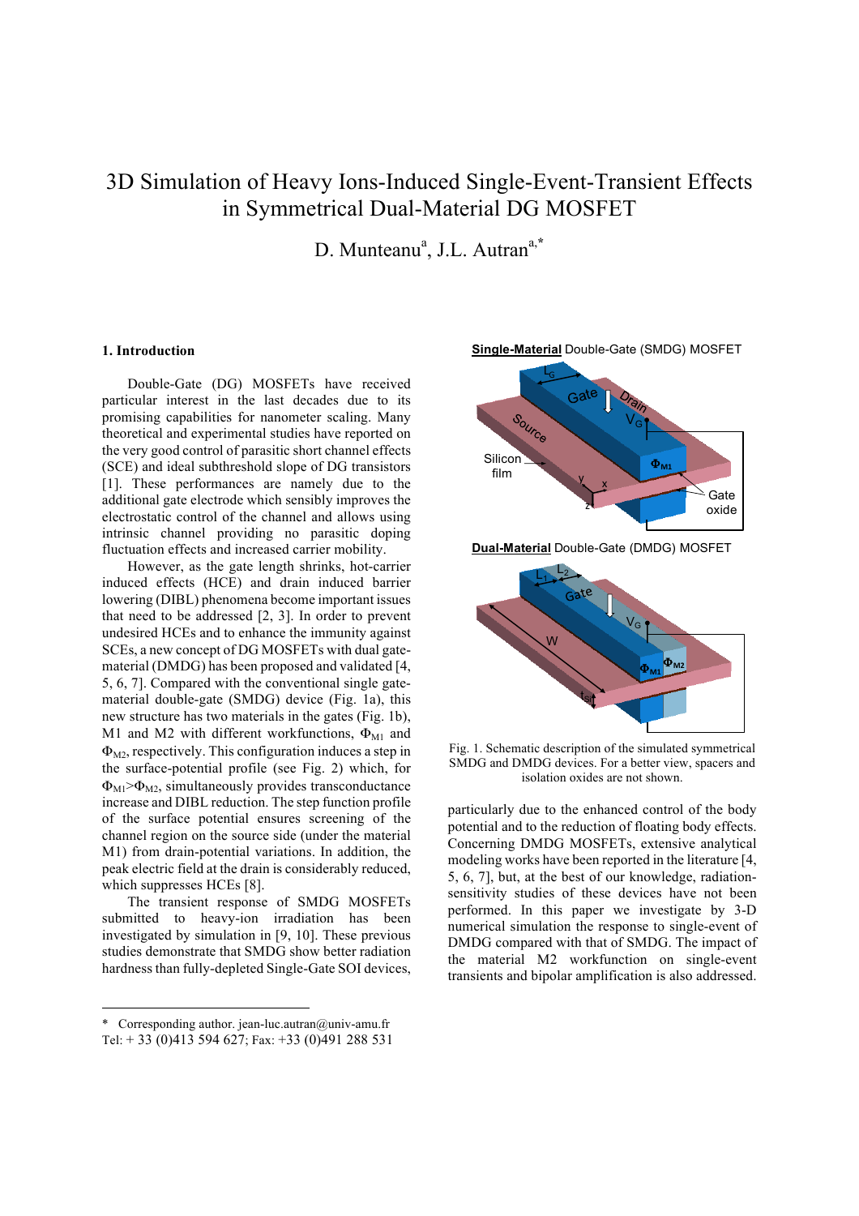# 3D Simulation of Heavy Ions-Induced Single-Event-Transient Effects in Symmetrical Dual-Material DG MOSFET

D. Munteanu[a], J.L. Autran[a,*]

## 1. Introduction

Double-Gate (DG) MOSFETs have received particular interest in the last decades due to its promising capabilities for nanometer scaling. Many theoretical and experimental studies have reported on the very good control of parasitic short channel effects (SCE) and ideal subthreshold slope of DG transistors [1]. These performances are namely due to the additional gate electrode which sensibly improves the electrostatic control of the channel and allows using intrinsic channel providing no parasitic doping fluctuation effects and increased carrier mobility.

However, as the gate length shrinks, hot-carrier induced effects (HCE) and drain induced barrier lowering (DIBL) phenomena become important issues that need to be addressed [2, 3]. In order to prevent undesired HCEs and to enhance the immunity against SCEs, a new concept of DG MOSFETs with dual gate-material (DMDG) has been proposed and validated [4, 5, 6, 7]. Compared with the conventional single gate-material double-gate (SMDG) device (Fig. 1a), this new structure has two materials in the gates (Fig. 1b), M1 and M2 with different workfunctions, $\Phi_{M1}$ and $\Phi_{M2}$, respectively. This configuration induces a step in the surface-potential profile (see Fig. 2) which, for $\Phi_{M1}>\Phi_{M2}$, simultaneously provides transconductance increase and DIBL reduction. The step function profile of the surface potential ensures screening of the channel region on the source side (under the material M1) from drain-potential variations. In addition, the peak electric field at the drain is considerably reduced, which suppresses HCEs [8].

The transient response of SMDG MOSFETs submitted to heavy-ion irradiation has been investigated by simulation in [9, 10]. These previous studies demonstrate that SMDG show better radiation hardness than fully-depleted Single-Gate SOI devices, particularly due to the enhanced control of the body potential and to the reduction of floating body effects. Concerning DMDG MOSFETs, extensive analytical modeling works have been reported in the literature [4, 5, 6, 7], but, at the best of our knowledge, radiation-sensitivity studies of these devices have not been performed. In this paper we investigate by 3-D numerical simulation the response to single-event of DMDG compared with that of SMDG. The impact of the material M2 workfunction on single-event transients and bipolar amplification is also addressed.

**Single-Material** Double-Gate (SMDG) MOSFET

**Dual-Material** Double-Gate (DMDG) MOSFET

Fig. 1. Schematic description of the simulated symmetrical SMDG and DMDG devices. For a better view, spacers and isolation oxides are not shown.

---

\* Corresponding author. jean-luc.autran@univ-amu.fr
Tel: + 33 (0)413 594 627; Fax: +33 (0)491 288 531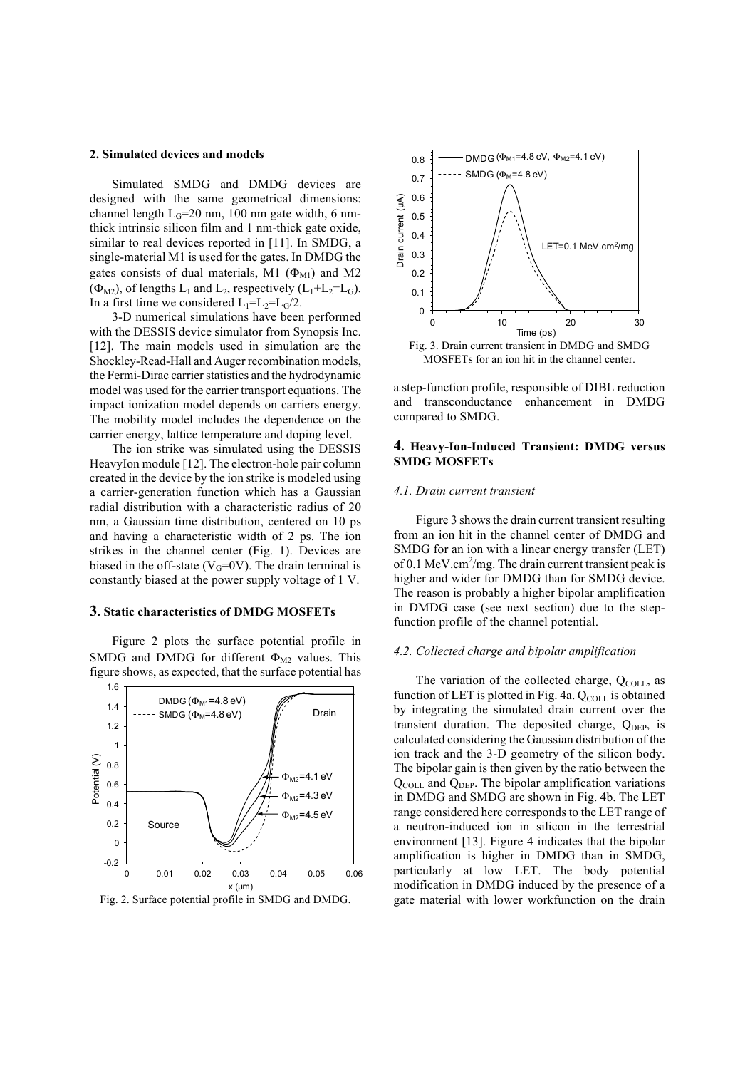## 2. Simulated devices and models

Simulated SMDG and DMDG devices are designed with the same geometrical dimensions: channel length $L_G$=20 nm, 100 nm gate width, 6 nm-thick intrinsic silicon film and 1 nm-thick gate oxide, similar to real devices reported in [11]. In SMDG, a single-material M1 is used for the gates. In DMDG the gates consists of dual materials, M1 ($\Phi_{M1}$) and M2 ($\Phi_{M2}$), of lengths $L_1$ and $L_2$, respectively ($L_1+L_2=L_G$). In a first time we considered $L_1=L_2=L_G/2$.

3-D numerical simulations have been performed with the DESSIS device simulator from Synopsis Inc. [12]. The main models used in simulation are the Shockley-Read-Hall and Auger recombination models, the Fermi-Dirac carrier statistics and the hydrodynamic model was used for the carrier transport equations. The impact ionization model depends on carriers energy. The mobility model includes the dependence on the carrier energy, lattice temperature and doping level.

The ion strike was simulated using the DESSIS HeavyIon module [12]. The electron-hole pair column created in the device by the ion strike is modeled using a carrier-generation function which has a Gaussian radial distribution with a characteristic radius of 20 nm, a Gaussian time distribution, centered on 10 ps and having a characteristic width of 2 ps. The ion strikes in the channel center (Fig. 1). Devices are biased in the off-state ($V_G$=0V). The drain terminal is constantly biased at the power supply voltage of 1 V.

## 3. Static characteristics of DMDG MOSFETs

Figure 2 plots the surface potential profile in SMDG and DMDG for different $\Phi_{M2}$ values. This figure shows, as expected, that the surface potential has a step-function profile, responsible of DIBL reduction and transconductance enhancement in DMDG compared to SMDG.

Fig. 2. Surface potential profile in SMDG and DMDG.

Fig. 3. Drain current transient in DMDG and SMDG MOSFETs for an ion hit in the channel center.

## 4. Heavy-Ion-Induced Transient: DMDG versus SMDG MOSFETs

### *4.1. Drain current transient*

Figure 3 shows the drain current transient resulting from an ion hit in the channel center of DMDG and SMDG for an ion with a linear energy transfer (LET) of 0.1 MeV.cm$^2$/mg. The drain current transient peak is higher and wider for DMDG than for SMDG device. The reason is probably a higher bipolar amplification in DMDG case (see next section) due to the step-function profile of the channel potential.

### *4.2. Collected charge and bipolar amplification*

The variation of the collected charge, $Q_{COLL}$, as function of LET is plotted in Fig. 4a. $Q_{COLL}$ is obtained by integrating the simulated drain current over the transient duration. The deposited charge, $Q_{DEP}$, is calculated considering the Gaussian distribution of the ion track and the 3-D geometry of the silicon body. The bipolar gain is then given by the ratio between the $Q_{COLL}$ and $Q_{DEP}$. The bipolar amplification variations in DMDG and SMDG are shown in Fig. 4b. The LET range considered here corresponds to the LET range of a neutron-induced ion in silicon in the terrestrial environment [13]. Figure 4 indicates that the bipolar amplification is higher in DMDG than in SMDG, particularly at low LET. The body potential modification in DMDG induced by the presence of a gate material with lower workfunction on the drain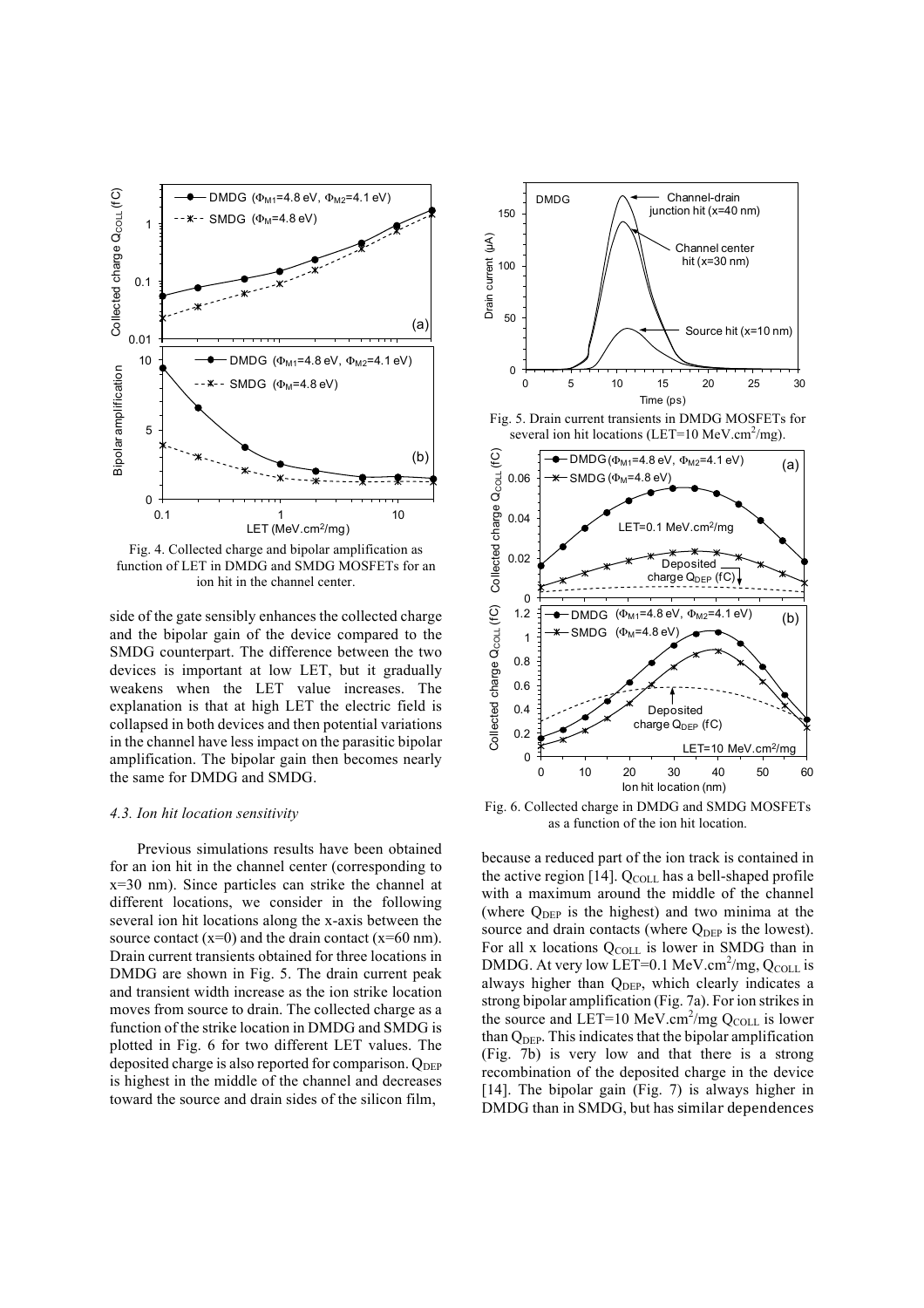Fig. 4. Collected charge and bipolar amplification as function of LET in DMDG and SMDG MOSFETs for an ion hit in the channel center.

side of the gate sensibly enhances the collected charge and the bipolar gain of the device compared to the SMDG counterpart. The difference between the two devices is important at low LET, but it gradually weakens when the LET value increases. The explanation is that at high LET the electric field is collapsed in both devices and then potential variations in the channel have less impact on the parasitic bipolar amplification. The bipolar gain then becomes nearly the same for DMDG and SMDG.

### *4.3. Ion hit location sensitivity*

Previous simulations results have been obtained for an ion hit in the channel center (corresponding to x=30 nm). Since particles can strike the channel at different locations, we consider in the following several ion hit locations along the x-axis between the source contact (x=0) and the drain contact (x=60 nm). Drain current transients obtained for three locations in DMDG are shown in Fig. 5. The drain current peak and transient width increase as the ion strike location moves from source to drain. The collected charge as a function of the strike location in DMDG and SMDG is plotted in Fig. 6 for two different LET values. The deposited charge is also reported for comparison. $Q_{DEP}$ is highest in the middle of the channel and decreases toward the source and drain sides of the silicon film,

Fig. 5. Drain current transients in DMDG MOSFETs for several ion hit locations (LET=10 MeV.cm$^2$/mg).

Fig. 6. Collected charge in DMDG and SMDG MOSFETs as a function of the ion hit location.

because a reduced part of the ion track is contained in the active region [14]. $Q_{COLL}$ has a bell-shaped profile with a maximum around the middle of the channel (where $Q_{DEP}$ is the highest) and two minima at the source and drain contacts (where $Q_{DEP}$ is the lowest). For all x locations $Q_{COLL}$ is lower in SMDG than in DMDG. At very low LET=0.1 MeV.cm$^2$/mg, $Q_{COLL}$ is always higher than $Q_{DEP}$, which clearly indicates a strong bipolar amplification (Fig. 7a). For ion strikes in the source and LET=10 MeV.cm$^2$/mg $Q_{COLL}$ is lower than $Q_{DEP}$. This indicates that the bipolar amplification (Fig. 7b) is very low and that there is a strong recombination of the deposited charge in the device [14]. The bipolar gain (Fig. 7) is always higher in DMDG than in SMDG, but has similar dependences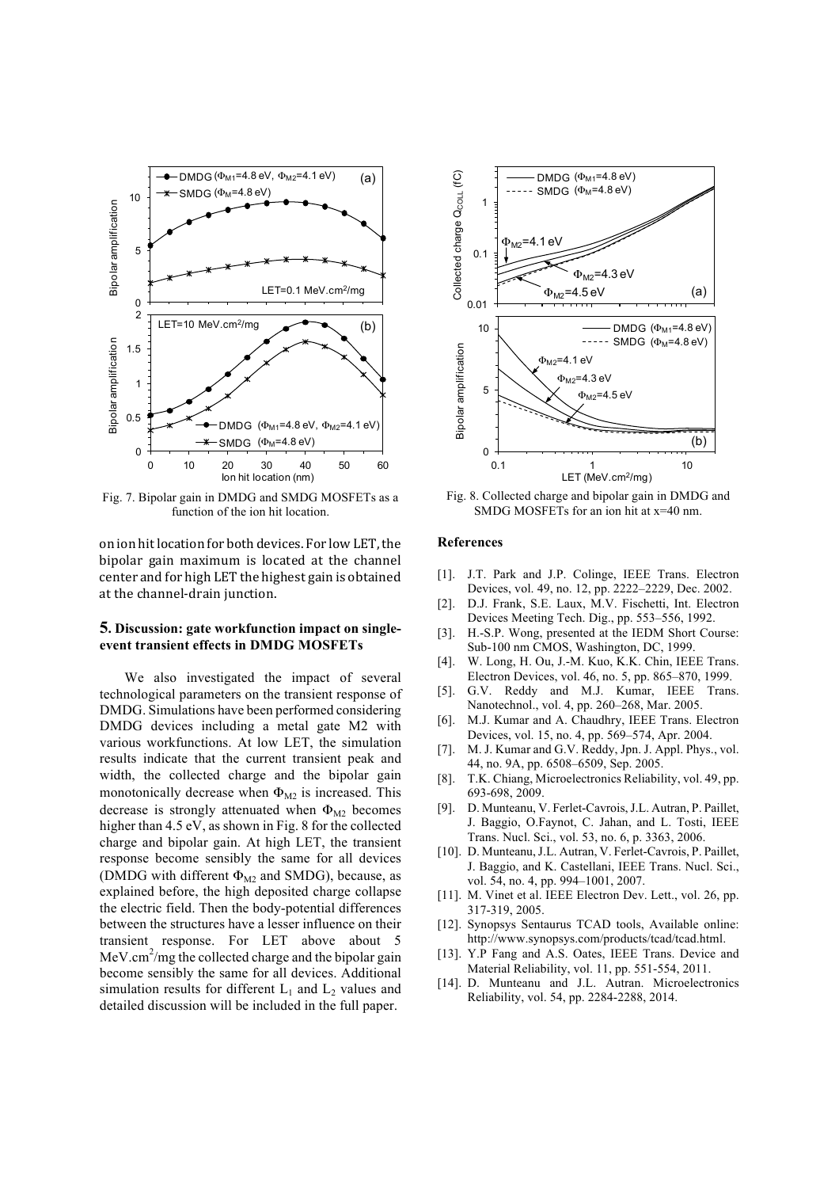Bipolar amplification

DMDG ($\Phi_{M1}$=4.8 eV, $\Phi_{M2}$=4.1 eV)

SMDG ($\Phi_M$=4.8 eV)

(a)

LET=0.1 MeV.cm²/mg

LET=10 MeV.cm²/mg

(b)

Ion hit location (nm)

Fig. 7. Bipolar gain in DMDG and SMDG MOSFETs as a function of the ion hit location.

Collected charge $Q_{COLL}$ (fC)

DMDG ($\Phi_{M1}$=4.8 eV)

SMDG ($\Phi_M$=4.8 eV)

$\Phi_{M2}$=4.1 eV

$\Phi_{M2}$=4.3 eV

$\Phi_{M2}$=4.5 eV

(a)

(b)

LET (MeV.cm²/mg)

Fig. 8. Collected charge and bipolar gain in DMDG and SMDG MOSFETs for an ion hit at x=40 nm.

on ion hit location for both devices. For low LET, the bipolar gain maximum is located at the channel center and for high LET the highest gain is obtained at the channel-drain junction.

## 5. Discussion: gate workfunction impact on single-event transient effects in DMDG MOSFETs

We also investigated the impact of several technological parameters on the transient response of DMDG. Simulations have been performed considering DMDG devices including a metal gate M2 with various workfunctions. At low LET, the simulation results indicate that the current transient peak and width, the collected charge and the bipolar gain monotonically decrease when $\Phi_{M2}$ is increased. This decrease is strongly attenuated when $\Phi_{M2}$ becomes higher than 4.5 eV, as shown in Fig. 8 for the collected charge and bipolar gain. At high LET, the transient response become sensibly the same for all devices (DMDG with different $\Phi_{M2}$ and SMDG), because, as explained before, the high deposited charge collapse the electric field. Then the body-potential differences between the structures have a lesser influence on their transient response. For LET above about 5 MeV.cm$^2$/mg the collected charge and the bipolar gain become sensibly the same for all devices. Additional simulation results for different $L_1$ and $L_2$ values and detailed discussion will be included in the full paper.

## References

[1]. J.T. Park and J.P. Colinge, IEEE Trans. Electron Devices, vol. 49, no. 12, pp. 2222–2229, Dec. 2002.

[2]. D.J. Frank, S.E. Laux, M.V. Fischetti, Int. Electron Devices Meeting Tech. Dig., pp. 553–556, 1992.

[3]. H.-S.P. Wong, presented at the IEDM Short Course: Sub-100 nm CMOS, Washington, DC, 1999.

[4]. W. Long, H. Ou, J.-M. Kuo, K.K. Chin, IEEE Trans. Electron Devices, vol. 46, no. 5, pp. 865–870, 1999.

[5]. G.V. Reddy and M.J. Kumar, IEEE Trans. Nanotechnol., vol. 4, pp. 260–268, Mar. 2005.

[6]. M.J. Kumar and A. Chaudhry, IEEE Trans. Electron Devices, vol. 15, no. 4, pp. 569–574, Apr. 2004.

[7]. M. J. Kumar and G.V. Reddy, Jpn. J. Appl. Phys., vol. 44, no. 9A, pp. 6508–6509, Sep. 2005.

[8]. T.K. Chiang, Microelectronics Reliability, vol. 49, pp. 693-698, 2009.

[9]. D. Munteanu, V. Ferlet-Cavrois, J.L. Autran, P. Paillet, J. Baggio, O.Faynot, C. Jahan, and L. Tosti, IEEE Trans. Nucl. Sci., vol. 53, no. 6, p. 3363, 2006.

[10]. D. Munteanu, J.L. Autran, V. Ferlet-Cavrois, P. Paillet, J. Baggio, and K. Castellani, IEEE Trans. Nucl. Sci., vol. 54, no. 4, pp. 994–1001, 2007.

[11]. M. Vinet et al. IEEE Electron Dev. Lett., vol. 26, pp. 317-319, 2005.

[12]. Synopsys Sentaurus TCAD tools, Available online: http://www.synopsys.com/products/tcad/tcad.html.

[13]. Y.P Fang and A.S. Oates, IEEE Trans. Device and Material Reliability, vol. 11, pp. 551-554, 2011.

[14]. D. Munteanu and J.L. Autran. Microelectronics Reliability, vol. 54, pp. 2284-2288, 2014.